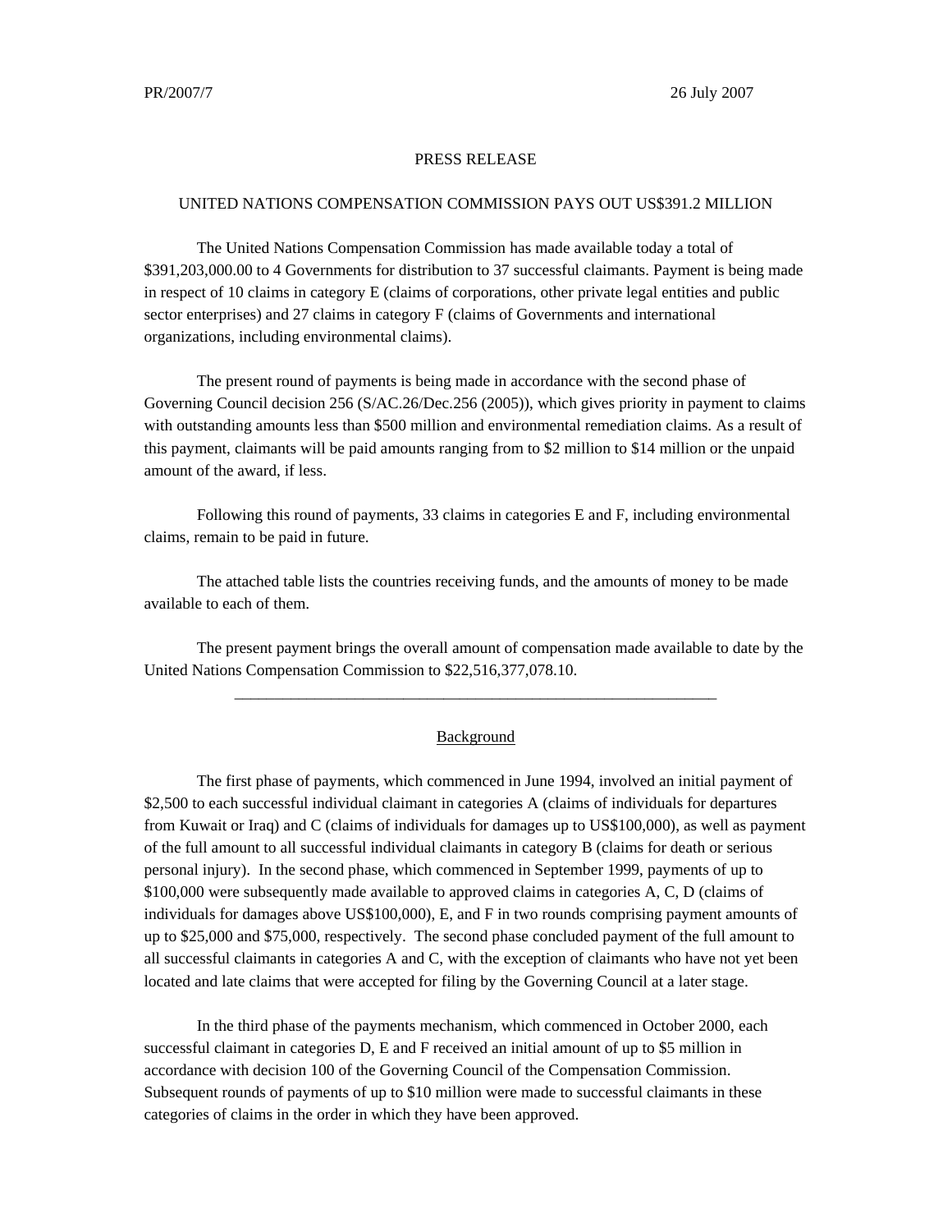PR/2007/7 26 July 2007

# PRESS RELEASE

## UNITED NATIONS COMPENSATION COMMISSION PAYS OUT US$391.2 MILLION

The United Nations Compensation Commission has made available today a total of $391,203,000.00 to 4 Governments for distribution to 37 successful claimants. Payment is being made in respect of 10 claims in category E (claims of corporations, other private legal entities and public sector enterprises) and 27 claims in category F (claims of Governments and international organizations, including environmental claims).

The present round of payments is being made in accordance with the second phase of Governing Council decision 256 (S/AC.26/Dec.256 (2005)), which gives priority in payment to claims with outstanding amounts less than $500 million and environmental remediation claims. As a result of this payment, claimants will be paid amounts ranging from to $2 million to $14 million or the unpaid amount of the award, if less.

Following this round of payments, 33 claims in categories E and F, including environmental claims, remain to be paid in future.

The attached table lists the countries receiving funds, and the amounts of money to be made available to each of them.

The present payment brings the overall amount of compensation made available to date by the United Nations Compensation Commission to $22,516,377,078.10.

---

### Background

The first phase of payments, which commenced in June 1994, involved an initial payment of $2,500 to each successful individual claimant in categories A (claims of individuals for departures from Kuwait or Iraq) and C (claims of individuals for damages up to US$100,000), as well as payment of the full amount to all successful individual claimants in category B (claims for death or serious personal injury). In the second phase, which commenced in September 1999, payments of up to $100,000 were subsequently made available to approved claims in categories A, C, D (claims of individuals for damages above US$100,000), E, and F in two rounds comprising payment amounts of up to $25,000 and $75,000, respectively. The second phase concluded payment of the full amount to all successful claimants in categories A and C, with the exception of claimants who have not yet been located and late claims that were accepted for filing by the Governing Council at a later stage.

In the third phase of the payments mechanism, which commenced in October 2000, each successful claimant in categories D, E and F received an initial amount of up to $5 million in accordance with decision 100 of the Governing Council of the Compensation Commission. Subsequent rounds of payments of up to $10 million were made to successful claimants in these categories of claims in the order in which they have been approved.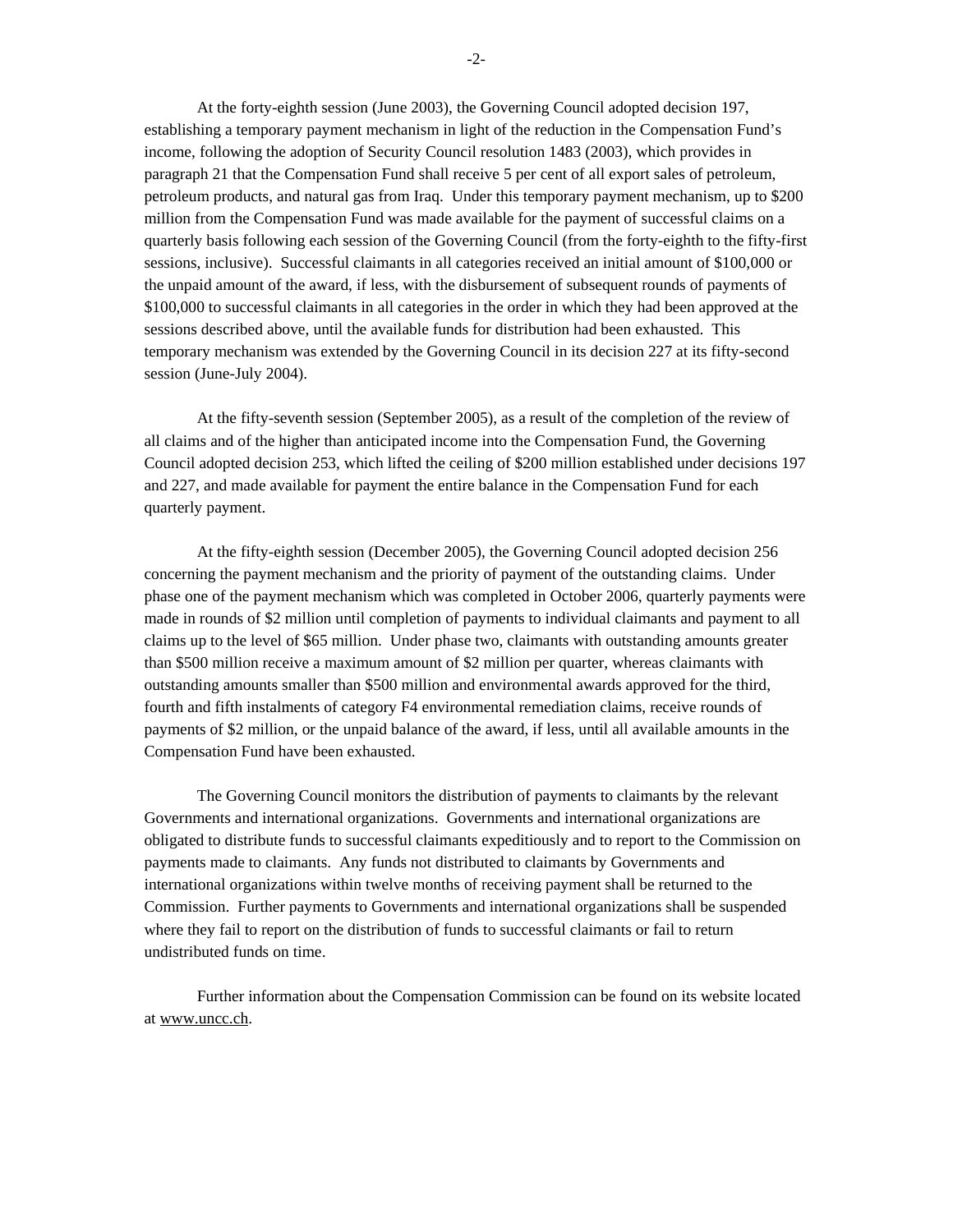At the forty-eighth session (June 2003), the Governing Council adopted decision 197, establishing a temporary payment mechanism in light of the reduction in the Compensation Fund's income, following the adoption of Security Council resolution 1483 (2003), which provides in paragraph 21 that the Compensation Fund shall receive 5 per cent of all export sales of petroleum, petroleum products, and natural gas from Iraq. Under this temporary payment mechanism, up to $200 million from the Compensation Fund was made available for the payment of successful claims on a quarterly basis following each session of the Governing Council (from the forty-eighth to the fifty-first sessions, inclusive). Successful claimants in all categories received an initial amount of $100,000 or the unpaid amount of the award, if less, with the disbursement of subsequent rounds of payments of $100,000 to successful claimants in all categories in the order in which they had been approved at the sessions described above, until the available funds for distribution had been exhausted. This temporary mechanism was extended by the Governing Council in its decision 227 at its fifty-second session (June-July 2004).

At the fifty-seventh session (September 2005), as a result of the completion of the review of all claims and of the higher than anticipated income into the Compensation Fund, the Governing Council adopted decision 253, which lifted the ceiling of $200 million established under decisions 197 and 227, and made available for payment the entire balance in the Compensation Fund for each quarterly payment.

At the fifty-eighth session (December 2005), the Governing Council adopted decision 256 concerning the payment mechanism and the priority of payment of the outstanding claims. Under phase one of the payment mechanism which was completed in October 2006, quarterly payments were made in rounds of $2 million until completion of payments to individual claimants and payment to all claims up to the level of $65 million. Under phase two, claimants with outstanding amounts greater than $500 million receive a maximum amount of $2 million per quarter, whereas claimants with outstanding amounts smaller than $500 million and environmental awards approved for the third, fourth and fifth instalments of category F4 environmental remediation claims, receive rounds of payments of $2 million, or the unpaid balance of the award, if less, until all available amounts in the Compensation Fund have been exhausted.

The Governing Council monitors the distribution of payments to claimants by the relevant Governments and international organizations. Governments and international organizations are obligated to distribute funds to successful claimants expeditiously and to report to the Commission on payments made to claimants. Any funds not distributed to claimants by Governments and international organizations within twelve months of receiving payment shall be returned to the Commission. Further payments to Governments and international organizations shall be suspended where they fail to report on the distribution of funds to successful claimants or fail to return undistributed funds on time.

Further information about the Compensation Commission can be found on its website located at www.uncc.ch.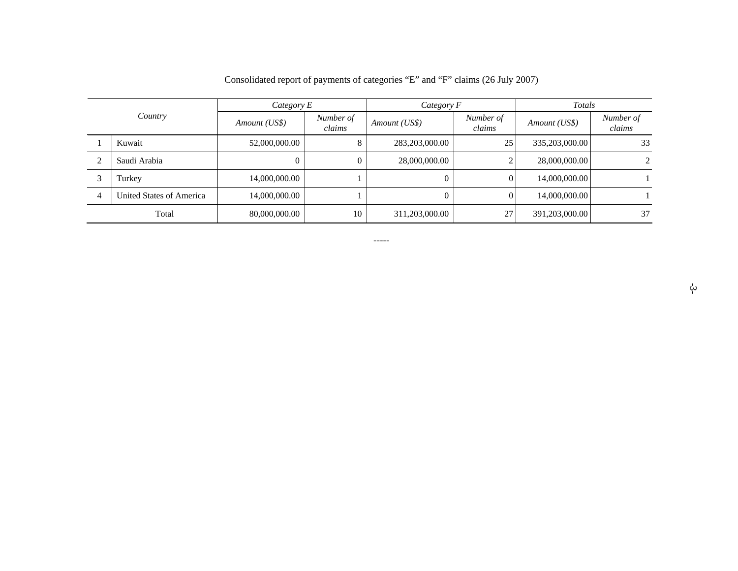Consolidated report of payments of categories “E” and “F” claims (26 July 2007)

| Country | | *Category E* | | *Category F* | | *Totals* | |
|---|---|---|---|---|---|---|---|
| | | *Amount (US$)* | *Number of claims* | *Amount (US$)* | *Number of claims* | *Amount (US$)* | *Number of claims* |
| 1 | Kuwait | 52,000,000.00 | 8 | 283,203,000.00 | 25 | 335,203,000.00 | 33 |
| 2 | Saudi Arabia | 0 | 0 | 28,000,000.00 | 2 | 28,000,000.00 | 2 |
| 3 | Turkey | 14,000,000.00 | 1 | 0 | 0 | 14,000,000.00 | 1 |
| 4 | United States of America | 14,000,000.00 | 1 | 0 | 0 | 14,000,000.00 | 1 |
| Total | | 80,000,000.00 | 10 | 311,203,000.00 | 27 | 391,203,000.00 | 37 |

-----